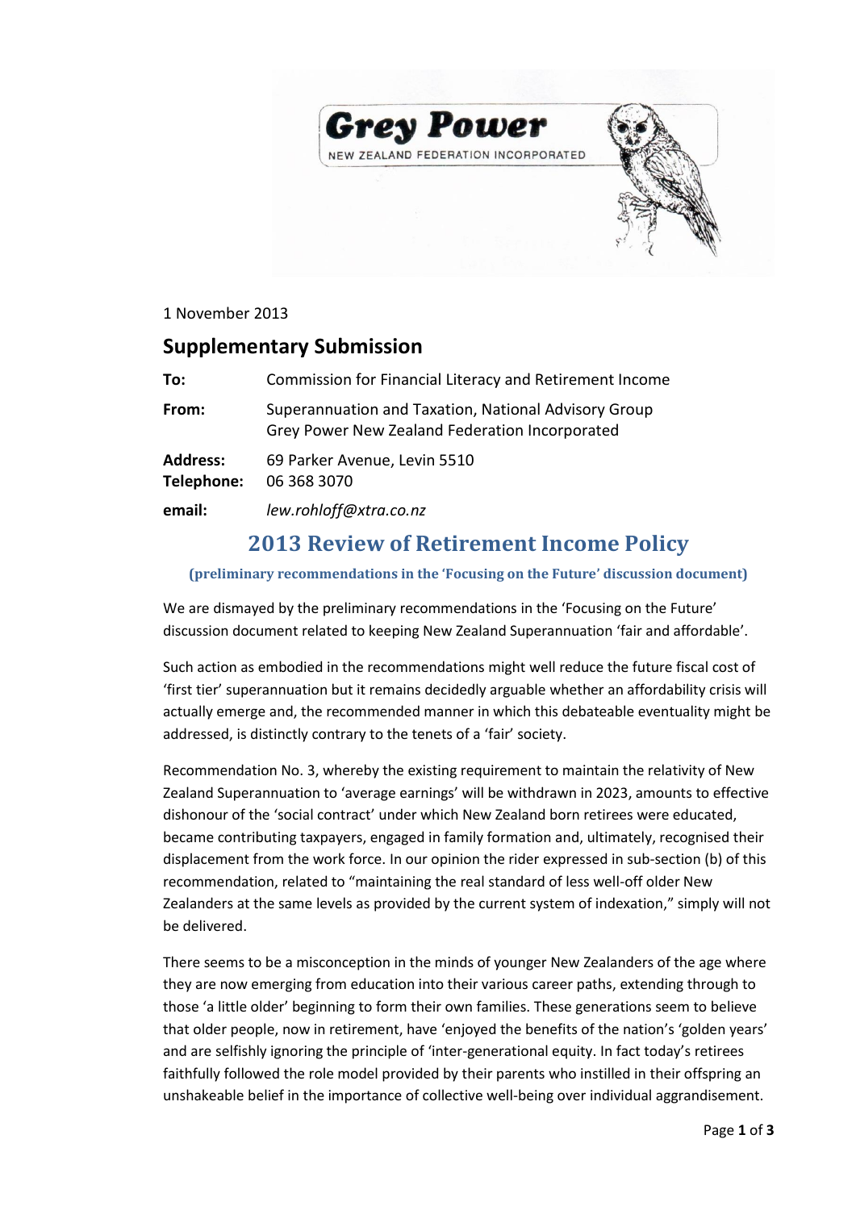**Grey Power**
NEW ZEALAND FEDERATION INCORPORATED

1 November 2013

## Supplementary Submission

| | |
|---|---|
| **To:** | Commission for Financial Literacy and Retirement Income |
| **From:** | Superannuation and Taxation, National Advisory Group<br>Grey Power New Zealand Federation Incorporated |
| **Address:** | 69 Parker Avenue, Levin 5510 |
| **Telephone:** | 06 368 3070 |
| **email:** | *lew.rohloff@xtra.co.nz* |

# 2013 Review of Retirement Income Policy

**(preliminary recommendations in the 'Focusing on the Future' discussion document)**

We are dismayed by the preliminary recommendations in the 'Focusing on the Future' discussion document related to keeping New Zealand Superannuation 'fair and affordable'.

Such action as embodied in the recommendations might well reduce the future fiscal cost of 'first tier' superannuation but it remains decidedly arguable whether an affordability crisis will actually emerge and, the recommended manner in which this debateable eventuality might be addressed, is distinctly contrary to the tenets of a 'fair' society.

Recommendation No. 3, whereby the existing requirement to maintain the relativity of New Zealand Superannuation to 'average earnings' will be withdrawn in 2023, amounts to effective dishonour of the 'social contract' under which New Zealand born retirees were educated, became contributing taxpayers, engaged in family formation and, ultimately, recognised their displacement from the work force. In our opinion the rider expressed in sub-section (b) of this recommendation, related to "maintaining the real standard of less well-off older New Zealanders at the same levels as provided by the current system of indexation," simply will not be delivered.

There seems to be a misconception in the minds of younger New Zealanders of the age where they are now emerging from education into their various career paths, extending through to those 'a little older' beginning to form their own families. These generations seem to believe that older people, now in retirement, have 'enjoyed the benefits of the nation's 'golden years' and are selfishly ignoring the principle of 'inter-generational equity. In fact today's retirees faithfully followed the role model provided by their parents who instilled in their offspring an unshakeable belief in the importance of collective well-being over individual aggrandisement.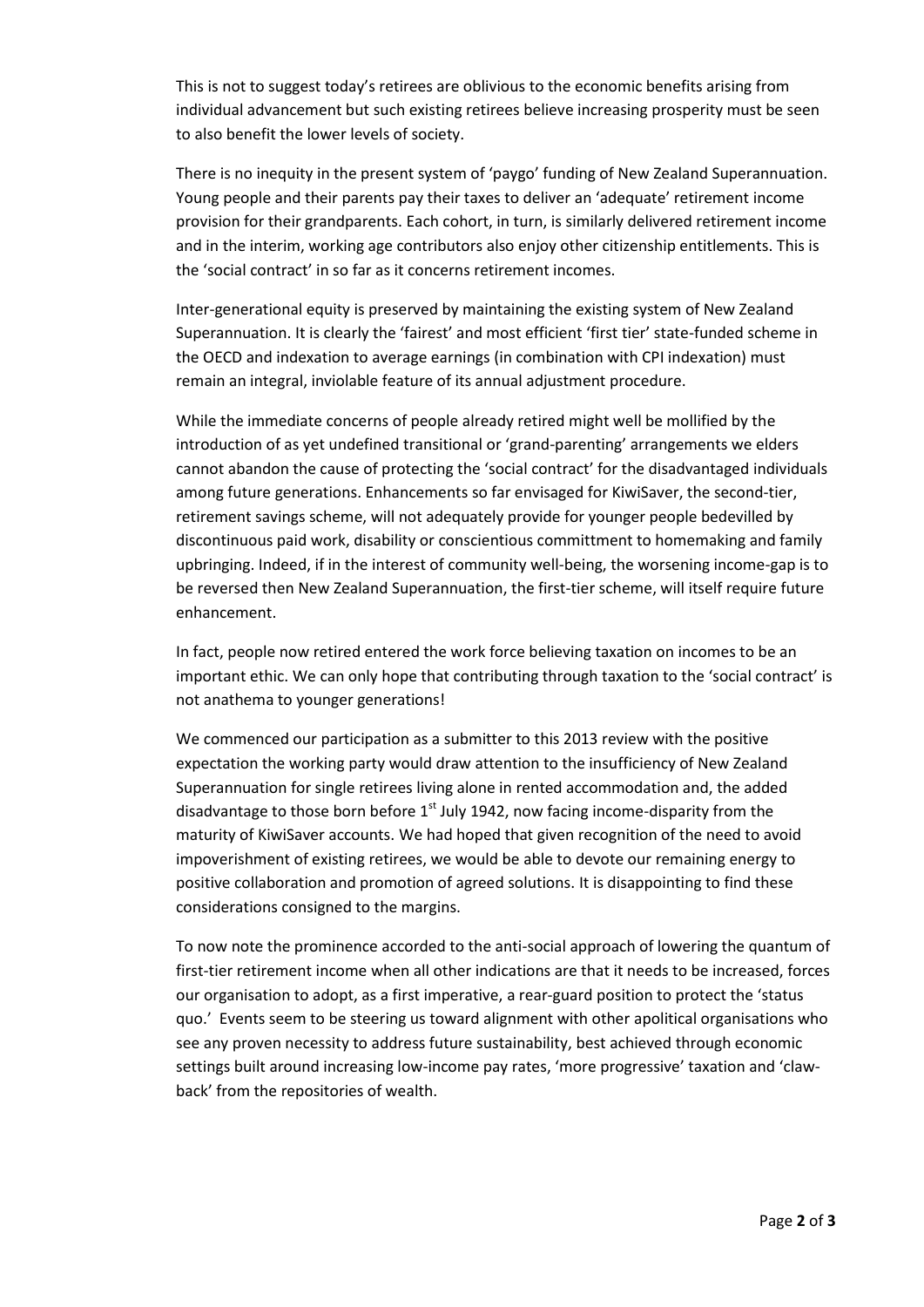This is not to suggest today's retirees are oblivious to the economic benefits arising from individual advancement but such existing retirees believe increasing prosperity must be seen to also benefit the lower levels of society.

There is no inequity in the present system of 'paygo' funding of New Zealand Superannuation. Young people and their parents pay their taxes to deliver an 'adequate' retirement income provision for their grandparents. Each cohort, in turn, is similarly delivered retirement income and in the interim, working age contributors also enjoy other citizenship entitlements. This is the 'social contract' in so far as it concerns retirement incomes.

Inter-generational equity is preserved by maintaining the existing system of New Zealand Superannuation. It is clearly the 'fairest' and most efficient 'first tier' state-funded scheme in the OECD and indexation to average earnings (in combination with CPI indexation) must remain an integral, inviolable feature of its annual adjustment procedure.

While the immediate concerns of people already retired might well be mollified by the introduction of as yet undefined transitional or 'grand-parenting' arrangements we elders cannot abandon the cause of protecting the 'social contract' for the disadvantaged individuals among future generations. Enhancements so far envisaged for KiwiSaver, the second-tier, retirement savings scheme, will not adequately provide for younger people bedevilled by discontinuous paid work, disability or conscientious committment to homemaking and family upbringing. Indeed, if in the interest of community well-being, the worsening income-gap is to be reversed then New Zealand Superannuation, the first-tier scheme, will itself require future enhancement.

In fact, people now retired entered the work force believing taxation on incomes to be an important ethic. We can only hope that contributing through taxation to the 'social contract' is not anathema to younger generations!

We commenced our participation as a submitter to this 2013 review with the positive expectation the working party would draw attention to the insufficiency of New Zealand Superannuation for single retirees living alone in rented accommodation and, the added disadvantage to those born before 1st July 1942, now facing income-disparity from the maturity of KiwiSaver accounts. We had hoped that given recognition of the need to avoid impoverishment of existing retirees, we would be able to devote our remaining energy to positive collaboration and promotion of agreed solutions. It is disappointing to find these considerations consigned to the margins.

To now note the prominence accorded to the anti-social approach of lowering the quantum of first-tier retirement income when all other indications are that it needs to be increased, forces our organisation to adopt, as a first imperative, a rear-guard position to protect the 'status quo.' Events seem to be steering us toward alignment with other apolitical organisations who see any proven necessity to address future sustainability, best achieved through economic settings built around increasing low-income pay rates, 'more progressive' taxation and 'claw-back' from the repositories of wealth.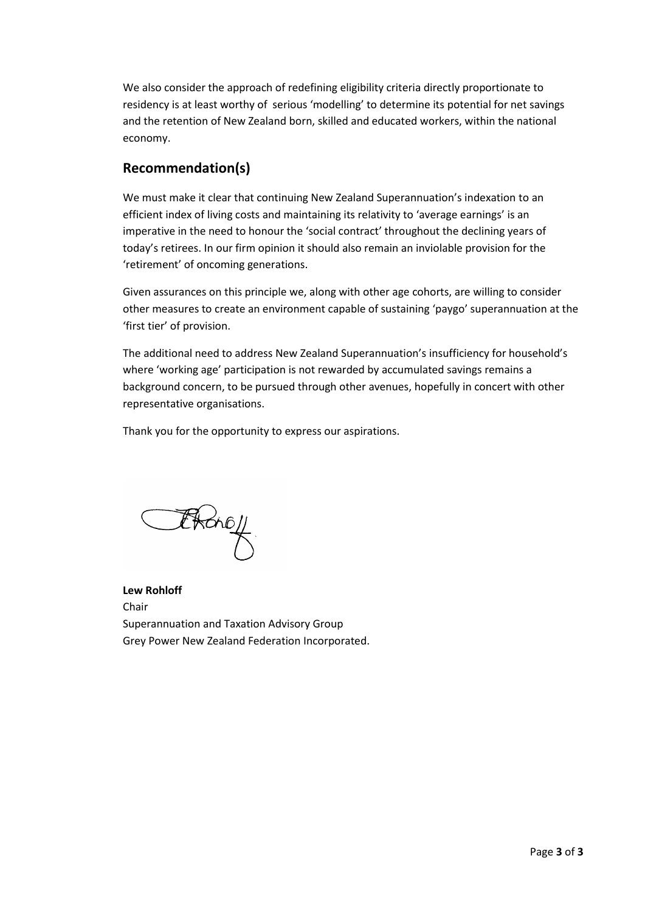We also consider the approach of redefining eligibility criteria directly proportionate to residency is at least worthy of serious 'modelling' to determine its potential for net savings and the retention of New Zealand born, skilled and educated workers, within the national economy.

## Recommendation(s)

We must make it clear that continuing New Zealand Superannuation's indexation to an efficient index of living costs and maintaining its relativity to 'average earnings' is an imperative in the need to honour the 'social contract' throughout the declining years of today's retirees. In our firm opinion it should also remain an inviolable provision for the 'retirement' of oncoming generations.

Given assurances on this principle we, along with other age cohorts, are willing to consider other measures to create an environment capable of sustaining 'paygo' superannuation at the 'first tier' of provision.

The additional need to address New Zealand Superannuation's insufficiency for household's where 'working age' participation is not rewarded by accumulated savings remains a background concern, to be pursued through other avenues, hopefully in concert with other representative organisations.

Thank you for the opportunity to express our aspirations.

**Lew Rohloff**
Chair
Superannuation and Taxation Advisory Group
Grey Power New Zealand Federation Incorporated.